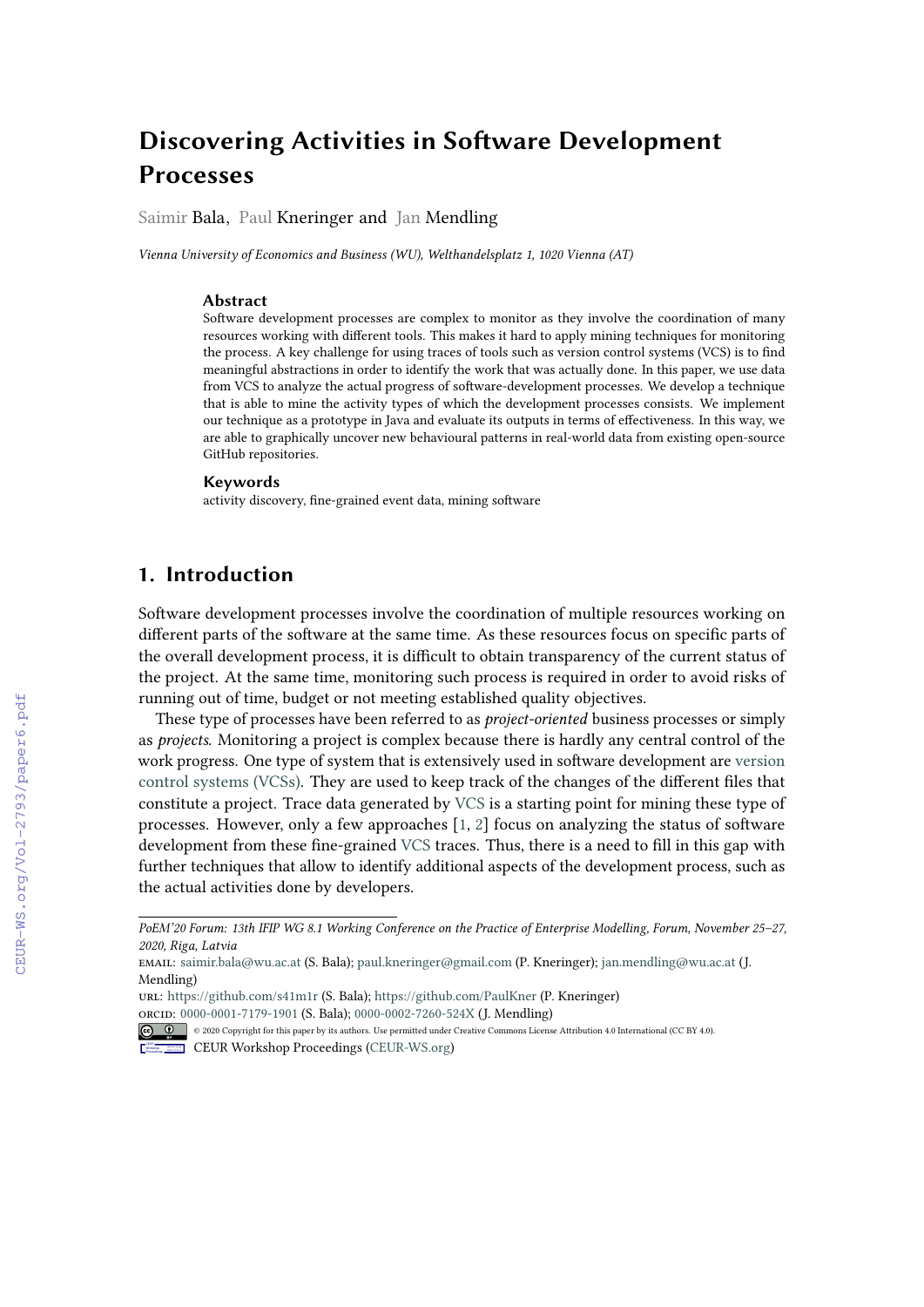# Discovering Activities in Software Development Processes

Saimir Bala, Paul Kneringer and Jan Mendling

*Vienna University of Economics and Business (WU), Welthandelsplatz 1, 1020 Vienna (AT)*

### Abstract

Software development processes are complex to monitor as they involve the coordination of many resources working with different tools. This makes it hard to apply mining techniques for monitoring the process. A key challenge for using traces of tools such as version control systems (VCS) is to find meaningful abstractions in order to identify the work that was actually done. In this paper, we use data from VCS to analyze the actual progress of software-development processes. We develop a technique that is able to mine the activity types of which the development processes consists. We implement our technique as a prototype in Java and evaluate its outputs in terms of effectiveness. In this way, we are able to graphically uncover new behavioural patterns in real-world data from existing open-source GitHub repositories.

### Keywords

activity discovery, fine-grained event data, mining software

## 1. Introduction

Software development processes involve the coordination of multiple resources working on different parts of the software at the same time. As these resources focus on specific parts of the overall development process, it is difficult to obtain transparency of the current status of the project. At the same time, monitoring such process is required in order to avoid risks of running out of time, budget or not meeting established quality objectives.

These type of processes have been referred to as *project-oriented* business processes or simply as *projects*. Monitoring a project is complex because there is hardly any central control of the work progress. One type of system that is extensively used in software development are version control systems (VCSs). They are used to keep track of the changes of the different files that constitute a project. Trace data generated by VCS is a starting point for mining these type of processes. However, only a few approaches [1, 2] focus on analyzing the status of software development from these fine-grained VCS traces. Thus, there is a need to fill in this gap with further techniques that allow to identify additional aspects of the development process, such as the actual activities done by developers.

---

*PoEM'20 Forum: 13th IFIP WG 8.1 Working Conference on the Practice of Enterprise Modelling, Forum, November 25–27, 2020, Riga, Latvia*

EMAIL: saimir.bala@wu.ac.at (S. Bala); paul.kneringer@gmail.com (P. Kneringer); jan.mendling@wu.ac.at (J. Mendling)

URL: https://github.com/s41m1r (S. Bala); https://github.com/PaulKner (P. Kneringer)

ORCID: 0000-0001-7179-1901 (S. Bala); 0000-0002-7260-524X (J. Mendling)

© 2020 Copyright for this paper by its authors. Use permitted under Creative Commons License Attribution 4.0 International (CC BY 4.0).

CEUR Workshop Proceedings (CEUR-WS.org)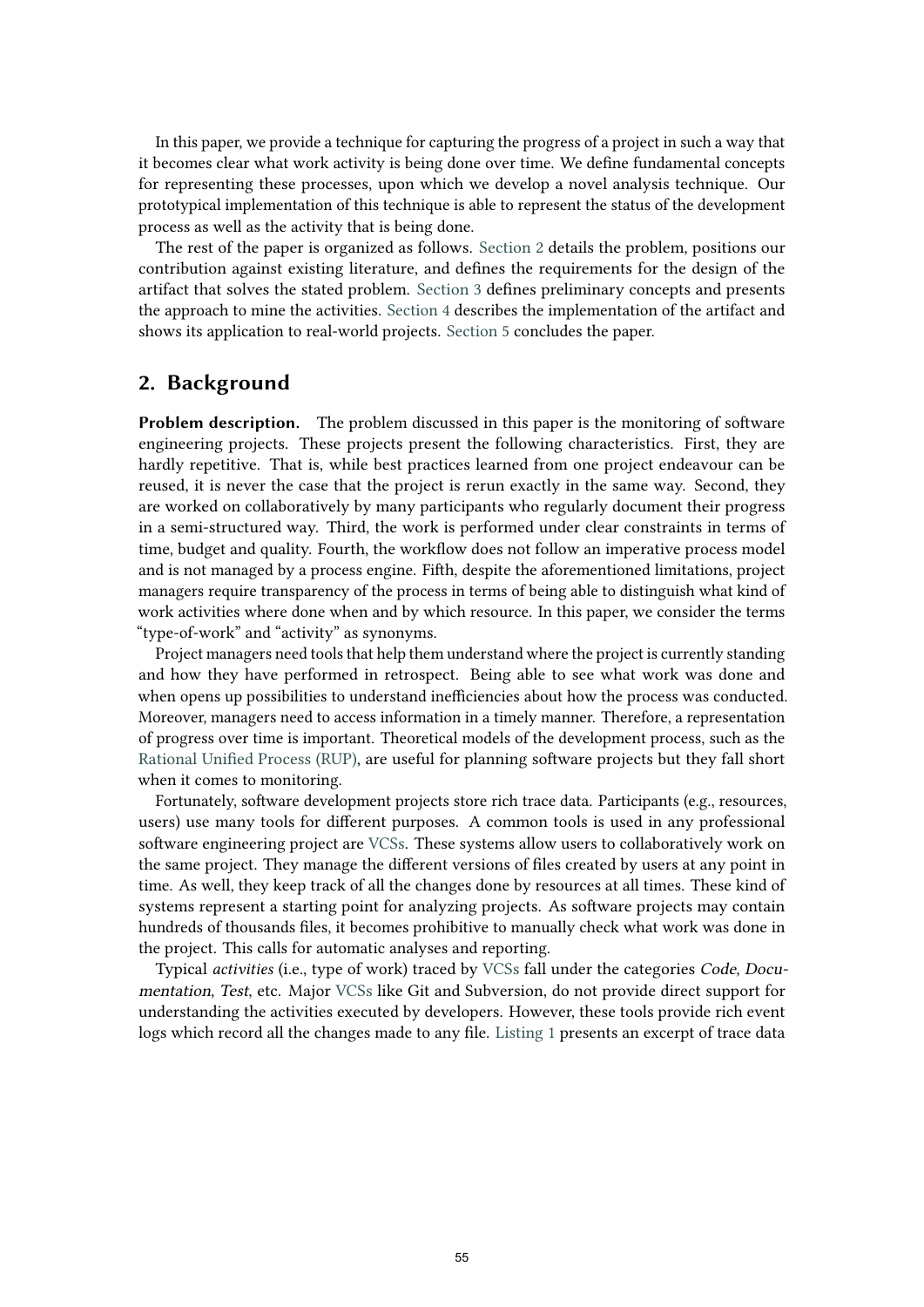In this paper, we provide a technique for capturing the progress of a project in such a way that it becomes clear what work activity is being done over time. We define fundamental concepts for representing these processes, upon which we develop a novel analysis technique. Our prototypical implementation of this technique is able to represent the status of the development process as well as the activity that is being done.

The rest of the paper is organized as follows. Section 2 details the problem, positions our contribution against existing literature, and defines the requirements for the design of the artifact that solves the stated problem. Section 3 defines preliminary concepts and presents the approach to mine the activities. Section 4 describes the implementation of the artifact and shows its application to real-world projects. Section 5 concludes the paper.

## 2. Background

**Problem description.** The problem discussed in this paper is the monitoring of software engineering projects. These projects present the following characteristics. First, they are hardly repetitive. That is, while best practices learned from one project endeavour can be reused, it is never the case that the project is rerun exactly in the same way. Second, they are worked on collaboratively by many participants who regularly document their progress in a semi-structured way. Third, the work is performed under clear constraints in terms of time, budget and quality. Fourth, the workflow does not follow an imperative process model and is not managed by a process engine. Fifth, despite the aforementioned limitations, project managers require transparency of the process in terms of being able to distinguish what kind of work activities where done when and by which resource. In this paper, we consider the terms "type-of-work" and "activity" as synonyms.

Project managers need tools that help them understand where the project is currently standing and how they have performed in retrospect. Being able to see what work was done and when opens up possibilities to understand inefficiencies about how the process was conducted. Moreover, managers need to access information in a timely manner. Therefore, a representation of progress over time is important. Theoretical models of the development process, such as the Rational Unified Process (RUP), are useful for planning software projects but they fall short when it comes to monitoring.

Fortunately, software development projects store rich trace data. Participants (e.g., resources, users) use many tools for different purposes. A common tools is used in any professional software engineering project are VCSs. These systems allow users to collaboratively work on the same project. They manage the different versions of files created by users at any point in time. As well, they keep track of all the changes done by resources at all times. These kind of systems represent a starting point for analyzing projects. As software projects may contain hundreds of thousands files, it becomes prohibitive to manually check what work was done in the project. This calls for automatic analyses and reporting.

Typical *activities* (i.e., type of work) traced by VCSs fall under the categories *Code*, *Documentation*, *Test*, etc. Major VCSs like Git and Subversion, do not provide direct support for understanding the activities executed by developers. However, these tools provide rich event logs which record all the changes made to any file. Listing 1 presents an excerpt of trace data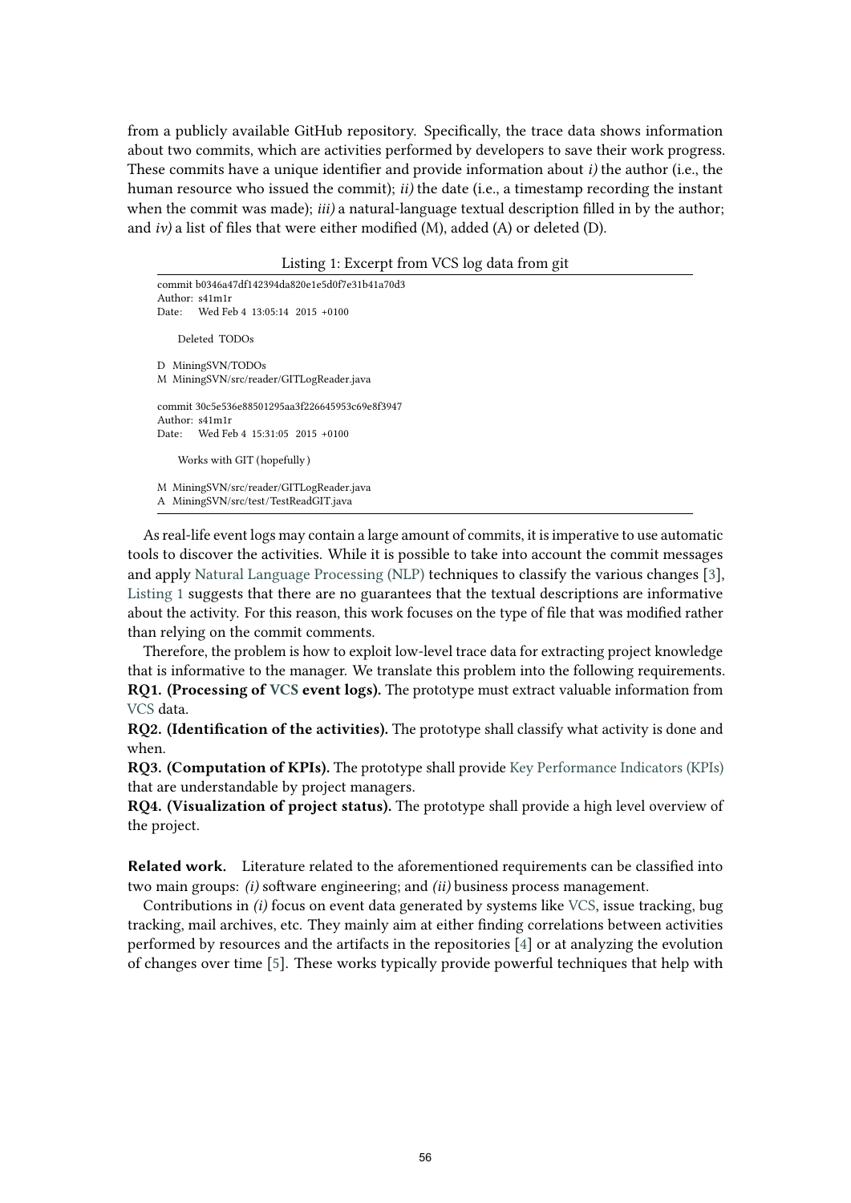from a publicly available GitHub repository. Specifically, the trace data shows information about two commits, which are activities performed by developers to save their work progress. These commits have a unique identifier and provide information about *i)* the author (i.e., the human resource who issued the commit); *ii)* the date (i.e., a timestamp recording the instant when the commit was made); *iii)* a natural-language textual description filled in by the author; and *iv)* a list of files that were either modified (M), added (A) or deleted (D).

Listing 1: Excerpt from VCS log data from git

```
commit b0346a47df142394da820e1e5d0f7e31b41a70d3
Author: s41m1r
Date:   Wed Feb 4 13:05:14 2015 +0100

    Deleted TODOs

D  MiningSVN/TODOs
M  MiningSVN/src/reader/GITLogReader.java

commit 30c5e536e88501295aa3f226645953c69e8f3947
Author: s41m1r
Date:   Wed Feb 4 15:31:05 2015 +0100

    Works with GIT (hopefully)

M  MiningSVN/src/reader/GITLogReader.java
A  MiningSVN/src/test/TestReadGIT.java
```

As real-life event logs may contain a large amount of commits, it is imperative to use automatic tools to discover the activities. While it is possible to take into account the commit messages and apply Natural Language Processing (NLP) techniques to classify the various changes [3], Listing 1 suggests that there are no guarantees that the textual descriptions are informative about the activity. For this reason, this work focuses on the type of file that was modified rather than relying on the commit comments.

Therefore, the problem is how to exploit low-level trace data for extracting project knowledge that is informative to the manager. We translate this problem into the following requirements.

**RQ1. (Processing of VCS event logs).** The prototype must extract valuable information from VCS data.

**RQ2. (Identification of the activities).** The prototype shall classify what activity is done and when.

**RQ3. (Computation of KPIs).** The prototype shall provide Key Performance Indicators (KPIs) that are understandable by project managers.

**RQ4. (Visualization of project status).** The prototype shall provide a high level overview of the project.

**Related work.** Literature related to the aforementioned requirements can be classified into two main groups: *(i)* software engineering; and *(ii)* business process management.

Contributions in *(i)* focus on event data generated by systems like VCS, issue tracking, bug tracking, mail archives, etc. They mainly aim at either finding correlations between activities performed by resources and the artifacts in the repositories [4] or at analyzing the evolution of changes over time [5]. These works typically provide powerful techniques that help with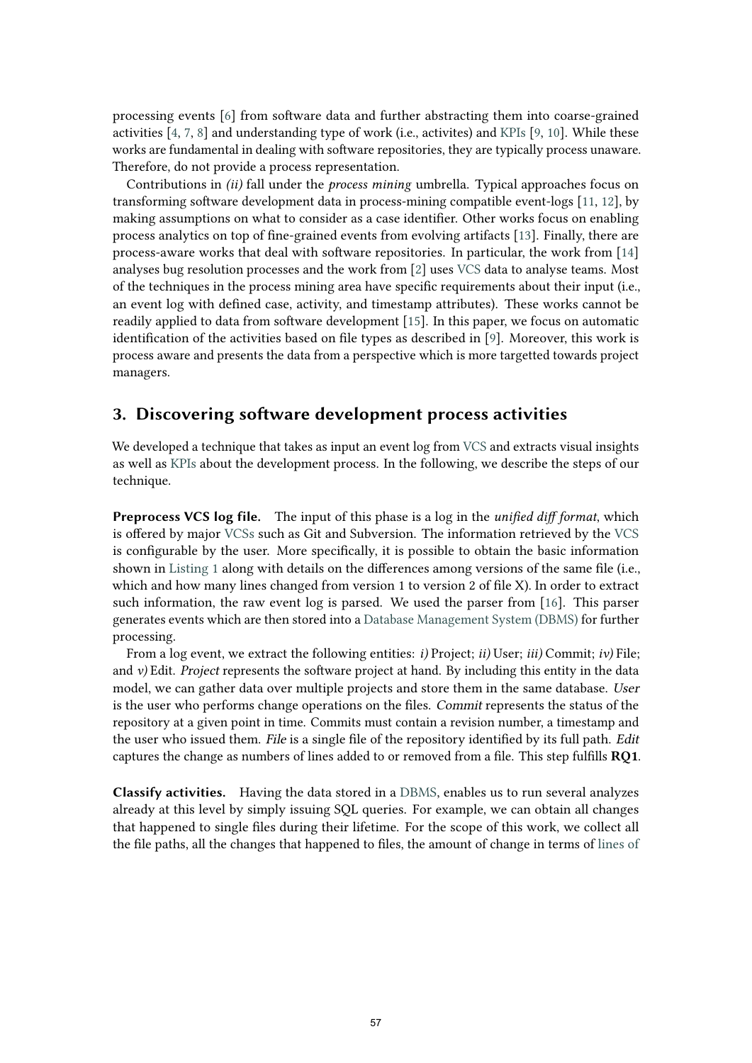processing events [6] from software data and further abstracting them into coarse-grained activities [4, 7, 8] and understanding type of work (i.e., activites) and KPIs [9, 10]. While these works are fundamental in dealing with software repositories, they are typically process unaware. Therefore, do not provide a process representation.

Contributions in *(ii)* fall under the *process mining* umbrella. Typical approaches focus on transforming software development data in process-mining compatible event-logs [11, 12], by making assumptions on what to consider as a case identifier. Other works focus on enabling process analytics on top of fine-grained events from evolving artifacts [13]. Finally, there are process-aware works that deal with software repositories. In particular, the work from [14] analyses bug resolution processes and the work from [2] uses VCS data to analyse teams. Most of the techniques in the process mining area have specific requirements about their input (i.e., an event log with defined case, activity, and timestamp attributes). These works cannot be readily applied to data from software development [15]. In this paper, we focus on automatic identification of the activities based on file types as described in [9]. Moreover, this work is process aware and presents the data from a perspective which is more targetted towards project managers.

## 3. Discovering software development process activities

We developed a technique that takes as input an event log from VCS and extracts visual insights as well as KPIs about the development process. In the following, we describe the steps of our technique.

**Preprocess VCS log file.** The input of this phase is a log in the *unified diff format*, which is offered by major VCSs such as Git and Subversion. The information retrieved by the VCS is configurable by the user. More specifically, it is possible to obtain the basic information shown in Listing 1 along with details on the differences among versions of the same file (i.e., which and how many lines changed from version 1 to version 2 of file X). In order to extract such information, the raw event log is parsed. We used the parser from [16]. This parser generates events which are then stored into a Database Management System (DBMS) for further processing.

From a log event, we extract the following entities: *i)* Project; *ii)* User; *iii)* Commit; *iv)* File; and *v)* Edit. *Project* represents the software project at hand. By including this entity in the data model, we can gather data over multiple projects and store them in the same database. *User* is the user who performs change operations on the files. *Commit* represents the status of the repository at a given point in time. Commits must contain a revision number, a timestamp and the user who issued them. *File* is a single file of the repository identified by its full path. *Edit* captures the change as numbers of lines added to or removed from a file. This step fulfills **RQ1**.

**Classify activities.** Having the data stored in a DBMS, enables us to run several analyzes already at this level by simply issuing SQL queries. For example, we can obtain all changes that happened to single files during their lifetime. For the scope of this work, we collect all the file paths, all the changes that happened to files, the amount of change in terms of lines of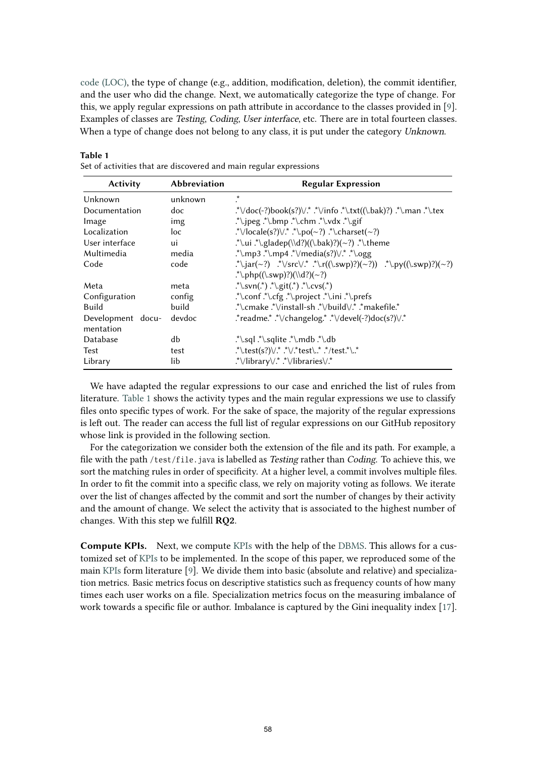code (LOC), the type of change (e.g., addition, modification, deletion), the commit identifier, and the user who did the change. Next, we automatically categorize the type of change. For this, we apply regular expressions on path attribute in accordance to the classes provided in [9]. Examples of classes are *Testing*, *Coding*, *User interface*, etc. There are in total fourteen classes. When a type of change does not belong to any class, it is put under the category *Unknown*.

**Table 1**
Set of activities that are discovered and main regular expressions

| Activity | Abbreviation | Regular Expression |
|---|---|---|
| Unknown | unknown | .* |
| Documentation | doc | .*\/doc(-?)book(s?)\/.* .*\/info .*\.txt((\.bak)?) .*\.man .*\.tex |
| Image | img | .*\.jpeg .*\.bmp .*\.chm .*\.vdx .*\.gif |
| Localization | loc | .*\/locale(s?)\/.* .*\.po(~?) .*\.charset(~?) |
| User interface | ui | .*\.ui .*\.gladep(\\d?)((\.bak)?)(~?) .*\.theme |
| Multimedia | media | .*\.mp3 .*\.mp4 .*\/media(s?)\/.* .*\.ogg |
| Code | code | .*\.jar(~?) .*\/src\/.* .*\.r((\.swp)?)(~?)) .*\.py((\.swp)?)(~?) .*\.php((\.swp)?)(\\d?)(~?) |
| Meta | meta | .*\.svn(.*) .*\.git(.*) .*\.cvs(.*) |
| Configuration | config | .*\.conf .*\.cfg .*\.project .*\.ini .*\.prefs |
| Build | build | .*\.cmake .*\/install-sh .*\/build\/.* .*makefile.* |
| Development documentation | devdoc | .*readme.* .*\/changelog.* .*\/devel(-?)doc(s?)\/.* |
| Database | db | .*\.sql .*\.sqlite .*\.mdb .*\.db |
| Test | test | .*\.test(s?)\/.* .*\/.*test\..* .*/test.*\..* |
| Library | lib | .*\/library\/.* .*\/libraries\/.* |

We have adapted the regular expressions to our case and enriched the list of rules from literature. Table 1 shows the activity types and the main regular expressions we use to classify files onto specific types of work. For the sake of space, the majority of the regular expressions is left out. The reader can access the full list of regular expressions on our GitHub repository whose link is provided in the following section.

For the categorization we consider both the extension of the file and its path. For example, a file with the path `/test/file.java` is labelled as *Testing* rather than *Coding*. To achieve this, we sort the matching rules in order of specificity. At a higher level, a commit involves multiple files. In order to fit the commit into a specific class, we rely on majority voting as follows. We iterate over the list of changes affected by the commit and sort the number of changes by their activity and the amount of change. We select the activity that is associated to the highest number of changes. With this step we fulfill **RQ2**.

**Compute KPIs.** Next, we compute KPIs with the help of the DBMS. This allows for a customized set of KPIs to be implemented. In the scope of this paper, we reproduced some of the main KPIs form literature [9]. We divide them into basic (absolute and relative) and specialization metrics. Basic metrics focus on descriptive statistics such as frequency counts of how many times each user works on a file. Specialization metrics focus on the measuring imbalance of work towards a specific file or author. Imbalance is captured by the Gini inequality index [17].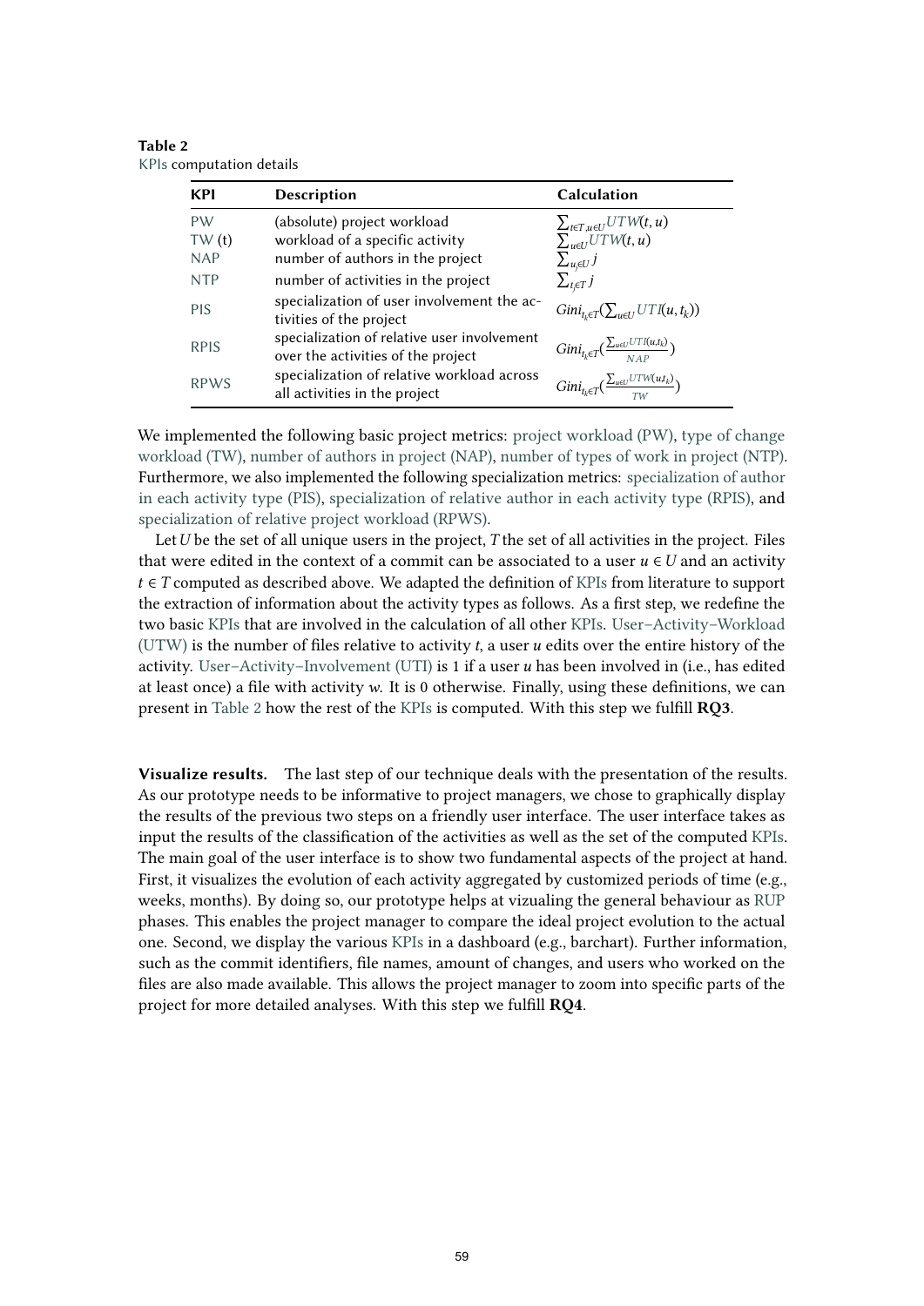**Table 2**
KPIs computation details

| KPI | Description | Calculation |
|---|---|---|
| PW | (absolute) project workload | $\sum_{t\in T,u\in U} UTW(t,u)$ |
| TW (t) | workload of a specific activity | $\sum_{u\in U} UTW(t,u)$ |
| NAP | number of authors in the project | $\sum_{u_j\in U} j$ |
| NTP | number of activities in the project | $\sum_{t_j\in T} j$ |
| PIS | specialization of user involvement the activities of the project | $Gini_{t_k\in T}(\sum_{u\in U} UTI(u,t_k))$ |
| RPIS | specialization of relative user involvement over the activities of the project | $Gini_{t_k\in T}(\frac{\sum_{u\in U} UTI(u,t_k)}{NAP})$ |
| RPWS | specialization of relative workload across all activities in the project | $Gini_{t_k\in T}(\frac{\sum_{u\in U} UTW(u,t_k)}{TW})$ |

We implemented the following basic project metrics: project workload (PW), type of change workload (TW), number of authors in project (NAP), number of types of work in project (NTP). Furthermore, we also implemented the following specialization metrics: specialization of author in each activity type (PIS), specialization of relative author in each activity type (RPIS), and specialization of relative project workload (RPWS).

Let $U$ be the set of all unique users in the project, $T$ the set of all activities in the project. Files that were edited in the context of a commit can be associated to a user $u \in U$ and an activity $t \in T$ computed as described above. We adapted the definition of KPIs from literature to support the extraction of information about the activity types as follows. As a first step, we redefine the two basic KPIs that are involved in the calculation of all other KPIs. User–Activity–Workload (UTW) is the number of files relative to activity $t$, a user $u$ edits over the entire history of the activity. User–Activity–Involvement (UTI) is 1 if a user $u$ has been involved in (i.e., has edited at least once) a file with activity $w$. It is 0 otherwise. Finally, using these definitions, we can present in Table 2 how the rest of the KPIs is computed. With this step we fulfill **RQ3**.

**Visualize results.** The last step of our technique deals with the presentation of the results. As our prototype needs to be informative to project managers, we chose to graphically display the results of the previous two steps on a friendly user interface. The user interface takes as input the results of the classification of the activities as well as the set of the computed KPIs. The main goal of the user interface is to show two fundamental aspects of the project at hand. First, it visualizes the evolution of each activity aggregated by customized periods of time (e.g., weeks, months). By doing so, our prototype helps at vizualing the general behaviour as RUP phases. This enables the project manager to compare the ideal project evolution to the actual one. Second, we display the various KPIs in a dashboard (e.g., barchart). Further information, such as the commit identifiers, file names, amount of changes, and users who worked on the files are also made available. This allows the project manager to zoom into specific parts of the project for more detailed analyses. With this step we fulfill **RQ4**.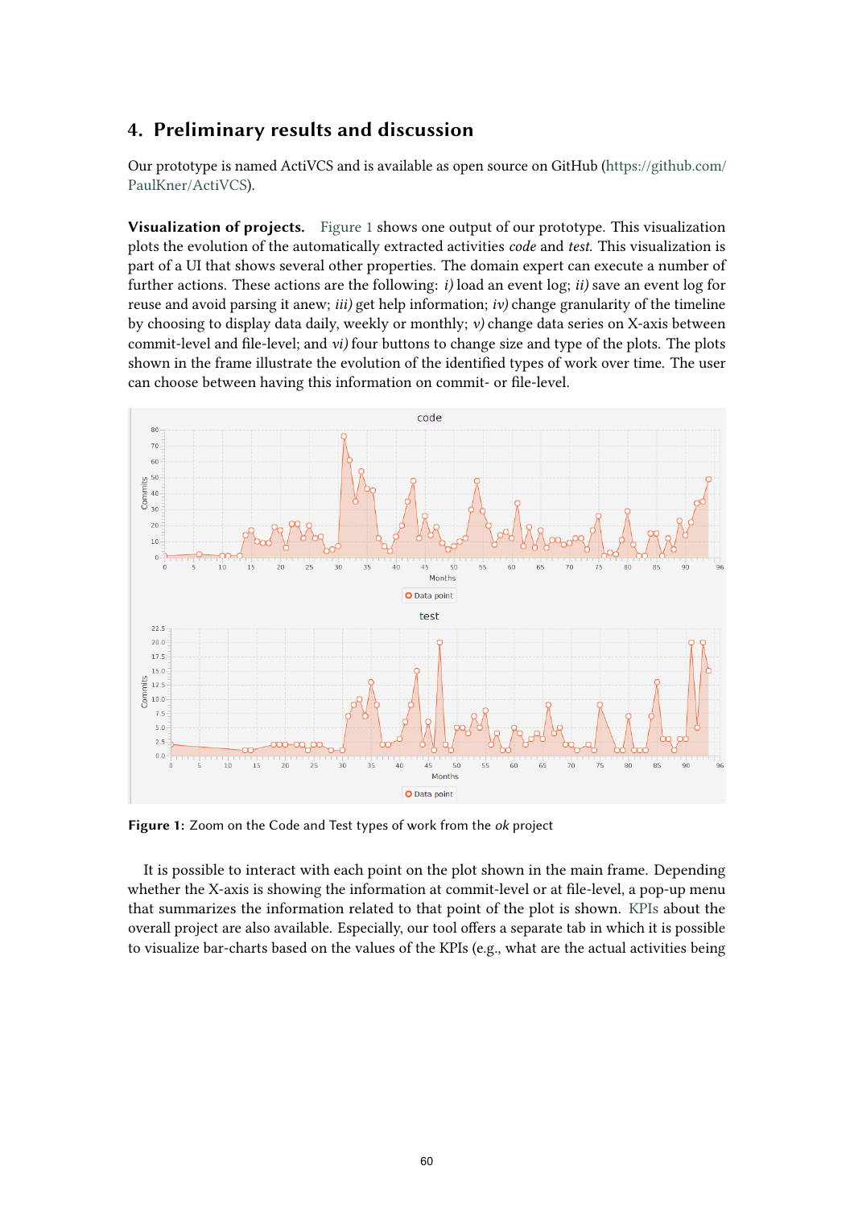## 4. Preliminary results and discussion

Our prototype is named ActiVCS and is available as open source on GitHub (https://github.com/PaulKner/ActiVCS).

**Visualization of projects.** Figure 1 shows one output of our prototype. This visualization plots the evolution of the automatically extracted activities *code* and *test*. This visualization is part of a UI that shows several other properties. The domain expert can execute a number of further actions. These actions are the following: *i)* load an event log; *ii)* save an event log for reuse and avoid parsing it anew; *iii)* get help information; *iv)* change granularity of the timeline by choosing to display data daily, weekly or monthly; *v)* change data series on X-axis between commit-level and file-level; and *vi)* four buttons to change size and type of the plots. The plots shown in the frame illustrate the evolution of the identified types of work over time. The user can choose between having this information on commit- or file-level.

**Figure 1:** Zoom on the Code and Test types of work from the *ok* project

It is possible to interact with each point on the plot shown in the main frame. Depending whether the X-axis is showing the information at commit-level or at file-level, a pop-up menu that summarizes the information related to that point of the plot is shown. KPIs about the overall project are also available. Especially, our tool offers a separate tab in which it is possible to visualize bar-charts based on the values of the KPIs (e.g., what are the actual activities being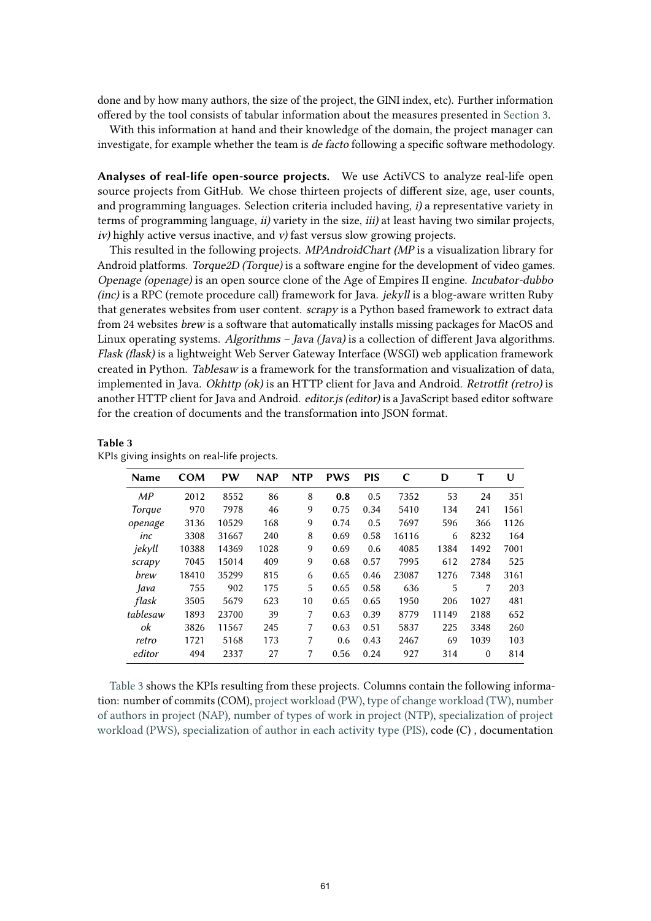done and by how many authors, the size of the project, the GINI index, etc). Further information offered by the tool consists of tabular information about the measures presented in Section 3.

With this information at hand and their knowledge of the domain, the project manager can investigate, for example whether the team is *de facto* following a specific software methodology.

**Analyses of real-life open-source projects.** We use ActiVCS to analyze real-life open source projects from GitHub. We chose thirteen projects of different size, age, user counts, and programming languages. Selection criteria included having, *i)* a representative variety in terms of programming language, *ii)* variety in the size, *iii)* at least having two similar projects, *iv)* highly active versus inactive, and *v)* fast versus slow growing projects.

This resulted in the following projects. *MPAndroidChart (MP* is a visualization library for Android platforms. *Torque2D (Torque)* is a software engine for the development of video games. *Openage (openage)* is an open source clone of the Age of Empires II engine. *Incubator-dubbo (inc)* is a RPC (remote procedure call) framework for Java. *jekyll* is a blog-aware written Ruby that generates websites from user content. *scrapy* is a Python based framework to extract data from 24 websites *brew* is a software that automatically installs missing packages for MacOS and Linux operating systems. *Algorithms – Java (Java)* is a collection of different Java algorithms. *Flask (flask)* is a lightweight Web Server Gateway Interface (WSGI) web application framework created in Python. *Tablesaw* is a framework for the transformation and visualization of data, implemented in Java. *Okhttp (ok)* is an HTTP client for Java and Android. *Retrotfit (retro)* is another HTTP client for Java and Android. *editor.js (editor)* is a JavaScript based editor software for the creation of documents and the transformation into JSON format.

**Table 3**
KPIs giving insights on real-life projects.

| Name | COM | PW | NAP | NTP | PWS | PIS | C | D | T | U |
|---|---|---|---|---|---|---|---|---|---|---|
| *MP* | 2012 | 8552 | 86 | 8 | **0.8** | 0.5 | 7352 | 53 | 24 | 351 |
| *Torque* | 970 | 7978 | 46 | 9 | 0.75 | 0.34 | 5410 | 134 | 241 | 1561 |
| *openage* | 3136 | 10529 | 168 | 9 | 0.74 | 0.5 | 7697 | 596 | 366 | 1126 |
| *inc* | 3308 | 31667 | 240 | 8 | 0.69 | 0.58 | 16116 | 6 | 8232 | 164 |
| *jekyll* | 10388 | 14369 | 1028 | 9 | 0.69 | 0.6 | 4085 | 1384 | 1492 | 7001 |
| *scrapy* | 7045 | 15014 | 409 | 9 | 0.68 | 0.57 | 7995 | 612 | 2784 | 525 |
| *brew* | 18410 | 35299 | 815 | 6 | 0.65 | 0.46 | 23087 | 1276 | 7348 | 3161 |
| *Java* | 755 | 902 | 175 | 5 | 0.65 | 0.58 | 636 | 5 | 7 | 203 |
| *flask* | 3505 | 5679 | 623 | 10 | 0.65 | 0.65 | 1950 | 206 | 1027 | 481 |
| *tablesaw* | 1893 | 23700 | 39 | 7 | 0.63 | 0.39 | 8779 | 11149 | 2188 | 652 |
| *ok* | 3826 | 11567 | 245 | 7 | 0.63 | 0.51 | 5837 | 225 | 3348 | 260 |
| *retro* | 1721 | 5168 | 173 | 7 | 0.6 | 0.43 | 2467 | 69 | 1039 | 103 |
| *editor* | 494 | 2337 | 27 | 7 | 0.56 | 0.24 | 927 | 314 | 0 | 814 |

Table 3 shows the KPIs resulting from these projects. Columns contain the following information: number of commits (COM), project workload (PW), type of change workload (TW), number of authors in project (NAP), number of types of work in project (NTP), specialization of project workload (PWS), specialization of author in each activity type (PIS), code (C) , documentation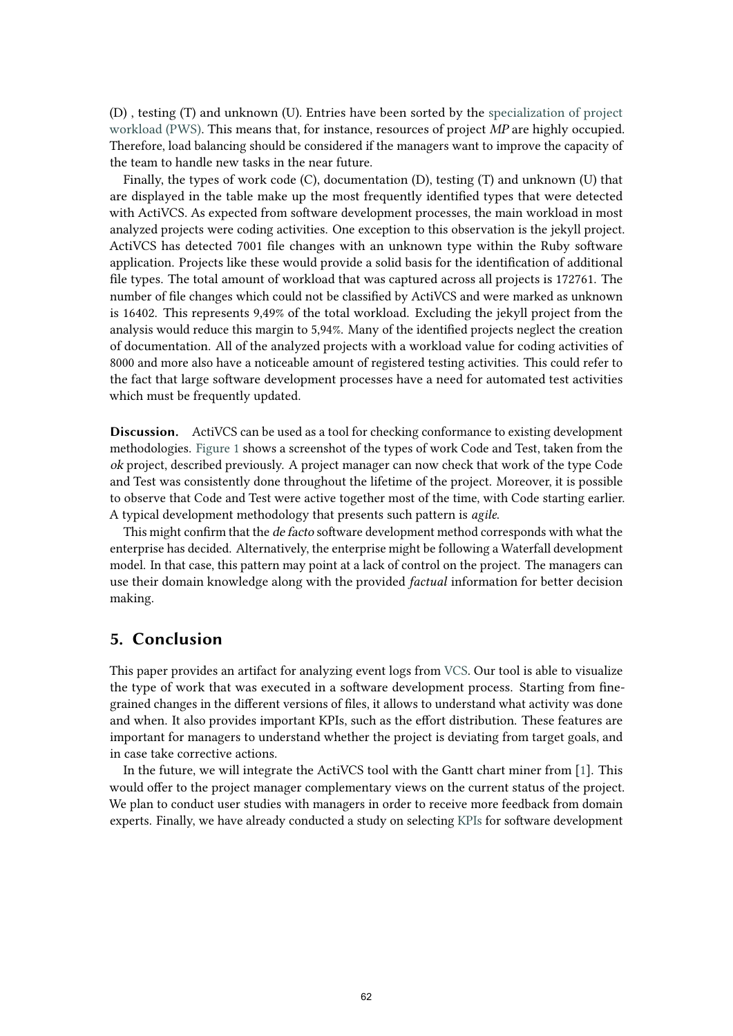(D) , testing (T) and unknown (U). Entries have been sorted by the specialization of project workload (PWS). This means that, for instance, resources of project *MP* are highly occupied. Therefore, load balancing should be considered if the managers want to improve the capacity of the team to handle new tasks in the near future.

Finally, the types of work code (C), documentation (D), testing (T) and unknown (U) that are displayed in the table make up the most frequently identified types that were detected with ActiVCS. As expected from software development processes, the main workload in most analyzed projects were coding activities. One exception to this observation is the jekyll project. ActiVCS has detected 7001 file changes with an unknown type within the Ruby software application. Projects like these would provide a solid basis for the identification of additional file types. The total amount of workload that was captured across all projects is 172761. The number of file changes which could not be classified by ActiVCS and were marked as unknown is 16402. This represents 9,49% of the total workload. Excluding the jekyll project from the analysis would reduce this margin to 5,94%. Many of the identified projects neglect the creation of documentation. All of the analyzed projects with a workload value for coding activities of 8000 and more also have a noticeable amount of registered testing activities. This could refer to the fact that large software development processes have a need for automated test activities which must be frequently updated.

**Discussion.** ActiVCS can be used as a tool for checking conformance to existing development methodologies. Figure 1 shows a screenshot of the types of work Code and Test, taken from the *ok* project, described previously. A project manager can now check that work of the type Code and Test was consistently done throughout the lifetime of the project. Moreover, it is possible to observe that Code and Test were active together most of the time, with Code starting earlier. A typical development methodology that presents such pattern is *agile*.

This might confirm that the *de facto* software development method corresponds with what the enterprise has decided. Alternatively, the enterprise might be following a Waterfall development model. In that case, this pattern may point at a lack of control on the project. The managers can use their domain knowledge along with the provided *factual* information for better decision making.

## 5. Conclusion

This paper provides an artifact for analyzing event logs from VCS. Our tool is able to visualize the type of work that was executed in a software development process. Starting from fine-grained changes in the different versions of files, it allows to understand what activity was done and when. It also provides important KPIs, such as the effort distribution. These features are important for managers to understand whether the project is deviating from target goals, and in case take corrective actions.

In the future, we will integrate the ActiVCS tool with the Gantt chart miner from [1]. This would offer to the project manager complementary views on the current status of the project. We plan to conduct user studies with managers in order to receive more feedback from domain experts. Finally, we have already conducted a study on selecting KPIs for software development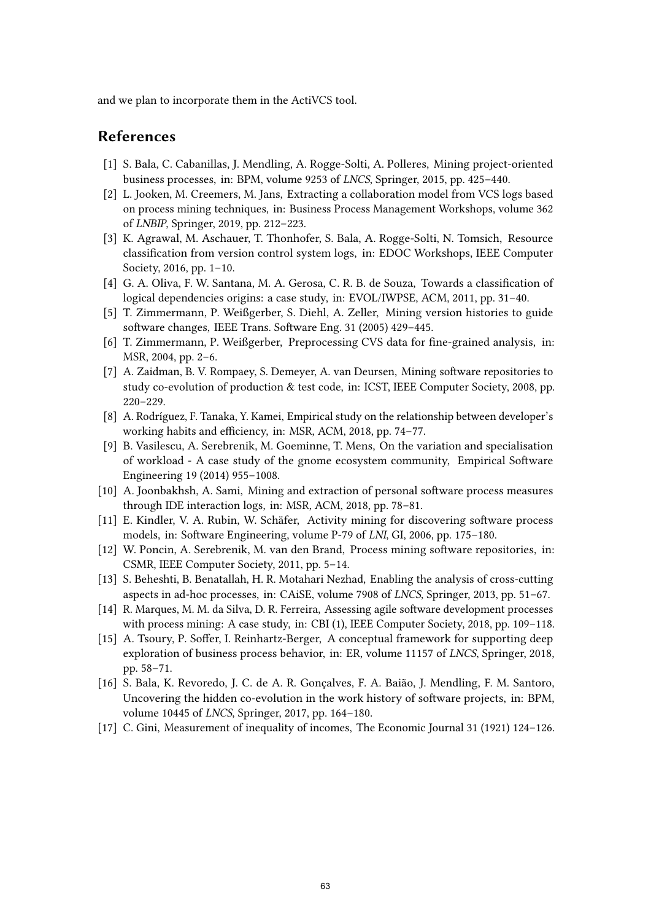and we plan to incorporate them in the ActiVCS tool.

## References

[1] S. Bala, C. Cabanillas, J. Mendling, A. Rogge-Solti, A. Polleres, Mining project-oriented business processes, in: BPM, volume 9253 of *LNCS*, Springer, 2015, pp. 425–440.

[2] L. Jooken, M. Creemers, M. Jans, Extracting a collaboration model from VCS logs based on process mining techniques, in: Business Process Management Workshops, volume 362 of *LNBIP*, Springer, 2019, pp. 212–223.

[3] K. Agrawal, M. Aschauer, T. Thonhofer, S. Bala, A. Rogge-Solti, N. Tomsich, Resource classification from version control system logs, in: EDOC Workshops, IEEE Computer Society, 2016, pp. 1–10.

[4] G. A. Oliva, F. W. Santana, M. A. Gerosa, C. R. B. de Souza, Towards a classification of logical dependencies origins: a case study, in: EVOL/IWPSE, ACM, 2011, pp. 31–40.

[5] T. Zimmermann, P. Weißgerber, S. Diehl, A. Zeller, Mining version histories to guide software changes, IEEE Trans. Software Eng. 31 (2005) 429–445.

[6] T. Zimmermann, P. Weißgerber, Preprocessing CVS data for fine-grained analysis, in: MSR, 2004, pp. 2–6.

[7] A. Zaidman, B. V. Rompaey, S. Demeyer, A. van Deursen, Mining software repositories to study co-evolution of production & test code, in: ICST, IEEE Computer Society, 2008, pp. 220–229.

[8] A. Rodríguez, F. Tanaka, Y. Kamei, Empirical study on the relationship between developer's working habits and efficiency, in: MSR, ACM, 2018, pp. 74–77.

[9] B. Vasilescu, A. Serebrenik, M. Goeminne, T. Mens, On the variation and specialisation of workload - A case study of the gnome ecosystem community, Empirical Software Engineering 19 (2014) 955–1008.

[10] A. Joonbakhsh, A. Sami, Mining and extraction of personal software process measures through IDE interaction logs, in: MSR, ACM, 2018, pp. 78–81.

[11] E. Kindler, V. A. Rubin, W. Schäfer, Activity mining for discovering software process models, in: Software Engineering, volume P-79 of *LNI*, GI, 2006, pp. 175–180.

[12] W. Poncin, A. Serebrenik, M. van den Brand, Process mining software repositories, in: CSMR, IEEE Computer Society, 2011, pp. 5–14.

[13] S. Beheshti, B. Benatallah, H. R. Motahari Nezhad, Enabling the analysis of cross-cutting aspects in ad-hoc processes, in: CAiSE, volume 7908 of *LNCS*, Springer, 2013, pp. 51–67.

[14] R. Marques, M. M. da Silva, D. R. Ferreira, Assessing agile software development processes with process mining: A case study, in: CBI (1), IEEE Computer Society, 2018, pp. 109–118.

[15] A. Tsoury, P. Soffer, I. Reinhartz-Berger, A conceptual framework for supporting deep exploration of business process behavior, in: ER, volume 11157 of *LNCS*, Springer, 2018, pp. 58–71.

[16] S. Bala, K. Revoredo, J. C. de A. R. Gonçalves, F. A. Baião, J. Mendling, F. M. Santoro, Uncovering the hidden co-evolution in the work history of software projects, in: BPM, volume 10445 of *LNCS*, Springer, 2017, pp. 164–180.

[17] C. Gini, Measurement of inequality of incomes, The Economic Journal 31 (1921) 124–126.